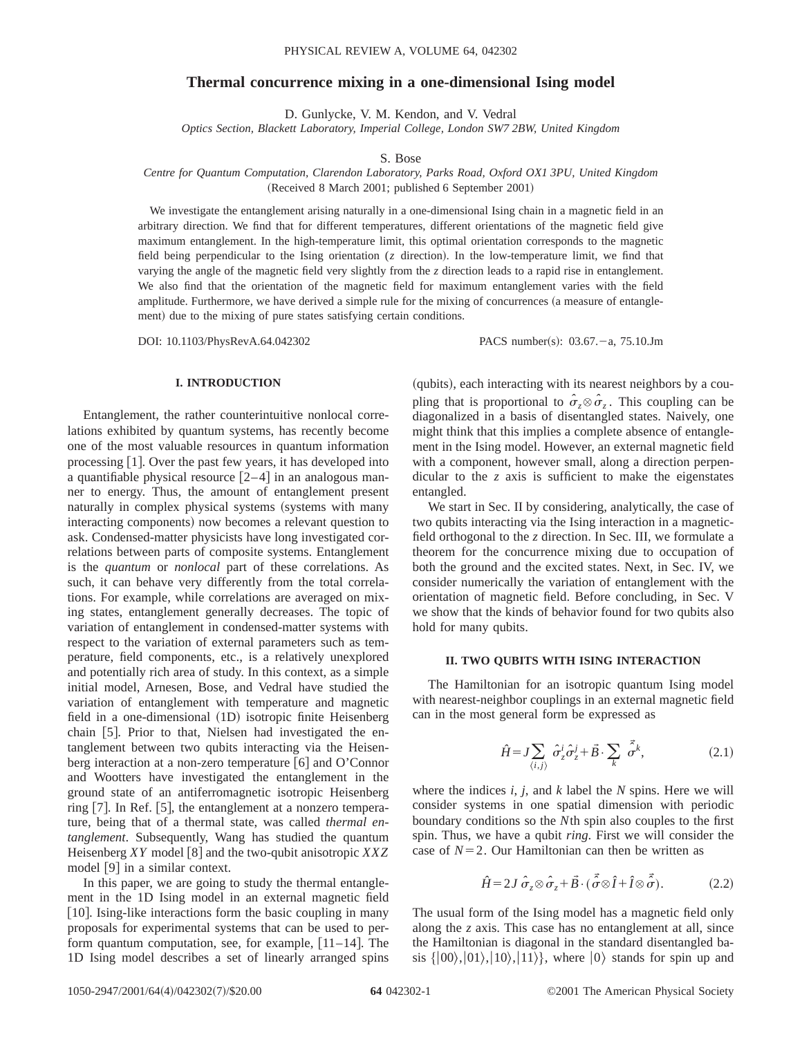# Thermal concurrence mixing in a one-dimensional Ising model

D. Gunlycke, V. M. Kendon, and V. Vedral

*Optics Section, Blackett Laboratory, Imperial College, London SW7 2BW, United Kingdom*

S. Bose

*Centre for Quantum Computation, Clarendon Laboratory, Parks Road, Oxford OX1 3PU, United Kingdom*

(Received 8 March 2001; published 6 September 2001)

We investigate the entanglement arising naturally in a one-dimensional Ising chain in a magnetic field in an arbitrary direction. We find that for different temperatures, different orientations of the magnetic field give maximum entanglement. In the high-temperature limit, this optimal orientation corresponds to the magnetic field being perpendicular to the Ising orientation ($z$ direction). In the low-temperature limit, we find that varying the angle of the magnetic field very slightly from the $z$ direction leads to a rapid rise in entanglement. We also find that the orientation of the magnetic field for maximum entanglement varies with the field amplitude. Furthermore, we have derived a simple rule for the mixing of concurrences (a measure of entanglement) due to the mixing of pure states satisfying certain conditions.

DOI: 10.1103/PhysRevA.64.042302 PACS number(s): 03.67.−a, 75.10.Jm

## I. INTRODUCTION

Entanglement, the rather counterintuitive nonlocal correlations exhibited by quantum systems, has recently become one of the most valuable resources in quantum information processing [1]. Over the past few years, it has developed into a quantifiable physical resource [2–4] in an analogous manner to energy. Thus, the amount of entanglement present naturally in complex physical systems (systems with many interacting components) now becomes a relevant question to ask. Condensed-matter physicists have long investigated correlations between parts of composite systems. Entanglement is the *quantum* or *nonlocal* part of these correlations. As such, it can behave very differently from the total correlations. For example, while correlations are averaged on mixing states, entanglement generally decreases. The topic of variation of entanglement in condensed-matter systems with respect to the variation of external parameters such as temperature, field components, etc., is a relatively unexplored and potentially rich area of study. In this context, as a simple initial model, Arnesen, Bose, and Vedral have studied the variation of entanglement with temperature and magnetic field in a one-dimensional (1D) isotropic finite Heisenberg chain [5]. Prior to that, Nielsen had investigated the entanglement between two qubits interacting via the Heisenberg interaction at a non-zero temperature [6] and O'Connor and Wootters have investigated the entanglement in the ground state of an antiferromagnetic isotropic Heisenberg ring [7]. In Ref. [5], the entanglement at a nonzero temperature, being that of a thermal state, was called *thermal entanglement*. Subsequently, Wang has studied the quantum Heisenberg $XY$ model [8] and the two-qubit anisotropic $XXZ$ model [9] in a similar context.

In this paper, we are going to study the thermal entanglement in the 1D Ising model in an external magnetic field [10]. Ising-like interactions form the basic coupling in many proposals for experimental systems that can be used to perform quantum computation, see, for example, [11–14]. The 1D Ising model describes a set of linearly arranged spins (qubits), each interacting with its nearest neighbors by a coupling that is proportional to $\hat{\sigma}_z \otimes \hat{\sigma}_z$. This coupling can be diagonalized in a basis of disentangled states. Naively, one might think that this implies a complete absence of entanglement in the Ising model. However, an external magnetic field with a component, however small, along a direction perpendicular to the $z$ axis is sufficient to make the eigenstates entangled.

We start in Sec. II by considering, analytically, the case of two qubits interacting via the Ising interaction in a magnetic-field orthogonal to the $z$ direction. In Sec. III, we formulate a theorem for the concurrence mixing due to occupation of both the ground and the excited states. Next, in Sec. IV, we consider numerically the variation of entanglement with the orientation of magnetic field. Before concluding, in Sec. V we show that the kinds of behavior found for two qubits also hold for many qubits.

## II. TWO QUBITS WITH ISING INTERACTION

The Hamiltonian for an isotropic quantum Ising model with nearest-neighbor couplings in an external magnetic field can in the most general form be expressed as

$$\hat{H} = J \sum_{\langle i,j \rangle} \hat{\sigma}_z^i \hat{\sigma}_z^j + \vec{B} \cdot \sum_k \hat{\vec{\sigma}}^k, \tag{2.1}$$

where the indices $i$, $j$, and $k$ label the $N$ spins. Here we will consider systems in one spatial dimension with periodic boundary conditions so the $N$th spin also couples to the first spin. Thus, we have a qubit *ring*. First we will consider the case of $N=2$. Our Hamiltonian can then be written as

$$\hat{H} = 2J\, \hat{\sigma}_z \otimes \hat{\sigma}_z + \vec{B} \cdot (\hat{\vec{\sigma}} \otimes \hat{I} + \hat{I} \otimes \hat{\vec{\sigma}}). \tag{2.2}$$

The usual form of the Ising model has a magnetic field only along the $z$ axis. This case has no entanglement at all, since the Hamiltonian is diagonal in the standard disentangled basis $\{|00\rangle, |01\rangle, |10\rangle, |11\rangle\}$, where $|0\rangle$ stands for spin up and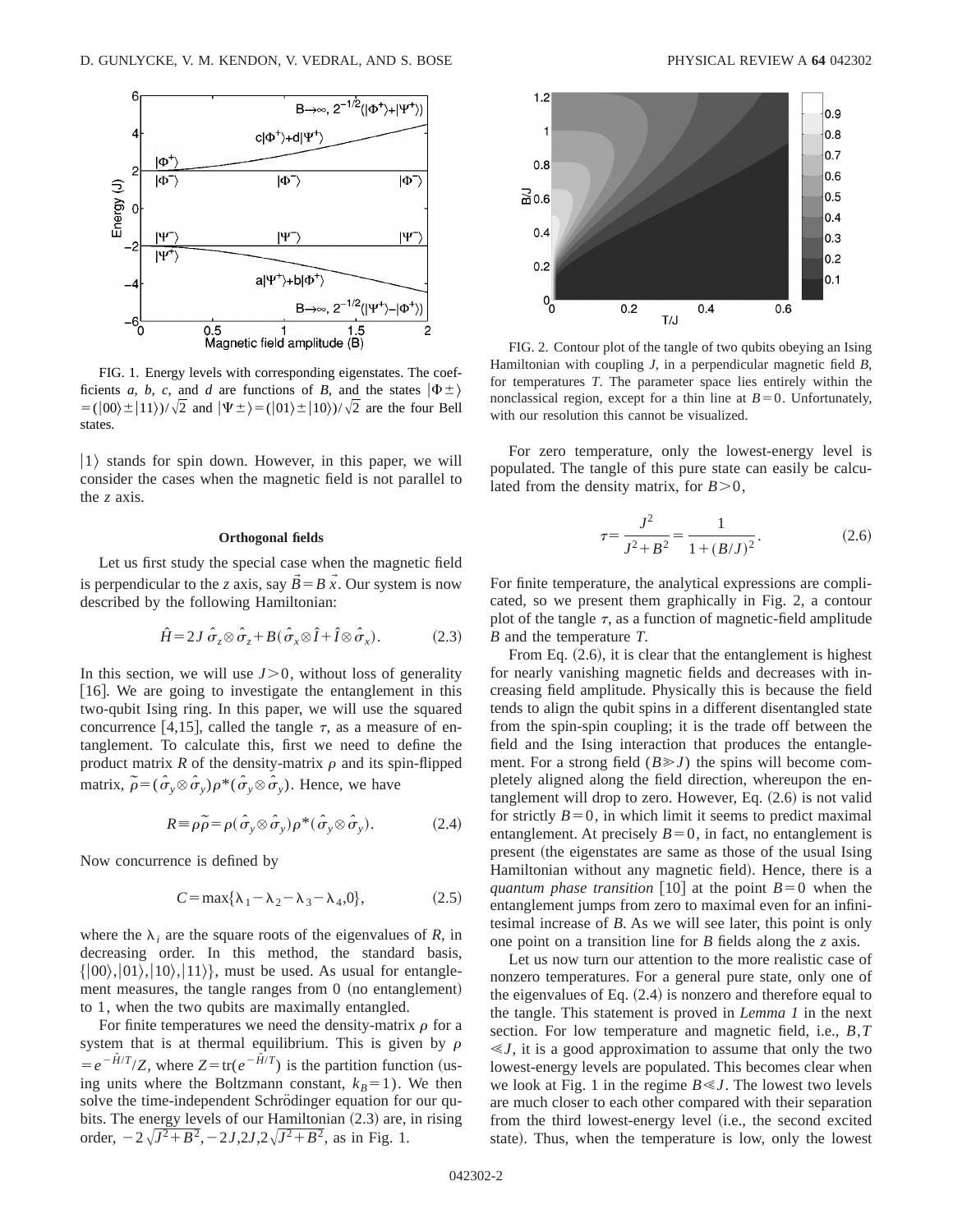FIG. 1. Energy levels with corresponding eigenstates. The coefficients $a$, $b$, $c$, and $d$ are functions of $B$, and the states $|\Phi\pm\rangle = (|00\rangle \pm |11\rangle)/\sqrt{2}$ and $|\Psi\pm\rangle = (|01\rangle \pm |10\rangle)/\sqrt{2}$ are the four Bell states.

$|1\rangle$ stands for spin down. However, in this paper, we will consider the cases when the magnetic field is not parallel to the $z$ axis.

**Orthogonal fields**

Let us first study the special case when the magnetic field is perpendicular to the $z$ axis, say $\vec{B} = B\,\vec{x}$. Our system is now described by the following Hamiltonian:

$$\hat{H} = 2J\,\hat{\sigma}_z \otimes \hat{\sigma}_z + B(\hat{\sigma}_x \otimes \hat{I} + \hat{I} \otimes \hat{\sigma}_x). \tag{2.3}$$

In this section, we will use $J > 0$, without loss of generality [16]. We are going to investigate the entanglement in this two-qubit Ising ring. In this paper, we will use the squared concurrence [4,15], called the tangle $\tau$, as a measure of entanglement. To calculate this, first we need to define the product matrix $R$ of the density-matrix $\rho$ and its spin-flipped matrix, $\tilde{\rho} = (\hat{\sigma}_y \otimes \hat{\sigma}_y)\rho^*(\hat{\sigma}_y \otimes \hat{\sigma}_y)$. Hence, we have

$$R \equiv \rho\tilde{\rho} = \rho(\hat{\sigma}_y \otimes \hat{\sigma}_y)\rho^*(\hat{\sigma}_y \otimes \hat{\sigma}_y). \tag{2.4}$$

Now concurrence is defined by

$$C = \max\{\lambda_1 - \lambda_2 - \lambda_3 - \lambda_4, 0\}, \tag{2.5}$$

where the $\lambda_i$ are the square roots of the eigenvalues of $R$, in decreasing order. In this method, the standard basis, $\{|00\rangle, |01\rangle, |10\rangle, |11\rangle\}$, must be used. As usual for entanglement measures, the tangle ranges from 0 (no entanglement) to 1, when the two qubits are maximally entangled.

For finite temperatures we need the density-matrix $\rho$ for a system that is at thermal equilibrium. This is given by $\rho = e^{-\hat{H}/T}/Z$, where $Z = \mathrm{tr}(e^{-\hat{H}/T})$ is the partition function (using units where the Boltzmann constant, $k_B = 1$). We then solve the time-independent Schrödinger equation for our qubits. The energy levels of our Hamiltonian (2.3) are, in rising order, $-2\sqrt{J^2+B^2}, -2J, 2J, 2\sqrt{J^2+B^2}$, as in Fig. 1.

FIG. 2. Contour plot of the tangle of two qubits obeying an Ising Hamiltonian with coupling $J$, in a perpendicular magnetic field $B$, for temperatures $T$. The parameter space lies entirely within the nonclassical region, except for a thin line at $B = 0$. Unfortunately, with our resolution this cannot be visualized.

For zero temperature, only the lowest-energy level is populated. The tangle of this pure state can easily be calculated from the density matrix, for $B > 0$,

$$\tau = \frac{J^2}{J^2 + B^2} = \frac{1}{1 + (B/J)^2}. \tag{2.6}$$

For finite temperature, the analytical expressions are complicated, so we present them graphically in Fig. 2, a contour plot of the tangle $\tau$, as a function of magnetic-field amplitude $B$ and the temperature $T$.

From Eq. (2.6), it is clear that the entanglement is highest for nearly vanishing magnetic fields and decreases with increasing field amplitude. Physically this is because the field tends to align the qubit spins in a different disentangled state from the spin-spin coupling; it is the trade off between the field and the Ising interaction that produces the entanglement. For a strong field ($B \gg J$) the spins will become completely aligned along the field direction, whereupon the entanglement will drop to zero. However, Eq. (2.6) is not valid for strictly $B = 0$, in which limit it seems to predict maximal entanglement. At precisely $B = 0$, in fact, no entanglement is present (the eigenstates are same as those of the usual Ising Hamiltonian without any magnetic field). Hence, there is a *quantum phase transition* [10] at the point $B = 0$ when the entanglement jumps from zero to maximal even for an infinitesimal increase of $B$. As we will see later, this point is only one point on a transition line for $B$ fields along the $z$ axis.

Let us now turn our attention to the more realistic case of nonzero temperatures. For a general pure state, only one of the eigenvalues of Eq. (2.4) is nonzero and therefore equal to the tangle. This statement is proved in *Lemma 1* in the next section. For low temperature and magnetic field, i.e., $B, T \ll J$, it is a good approximation to assume that only the two lowest-energy levels are populated. This becomes clear when we look at Fig. 1 in the regime $B \ll J$. The lowest two levels are much closer to each other compared with their separation from the third lowest-energy level (i.e., the second excited state). Thus, when the temperature is low, only the lowest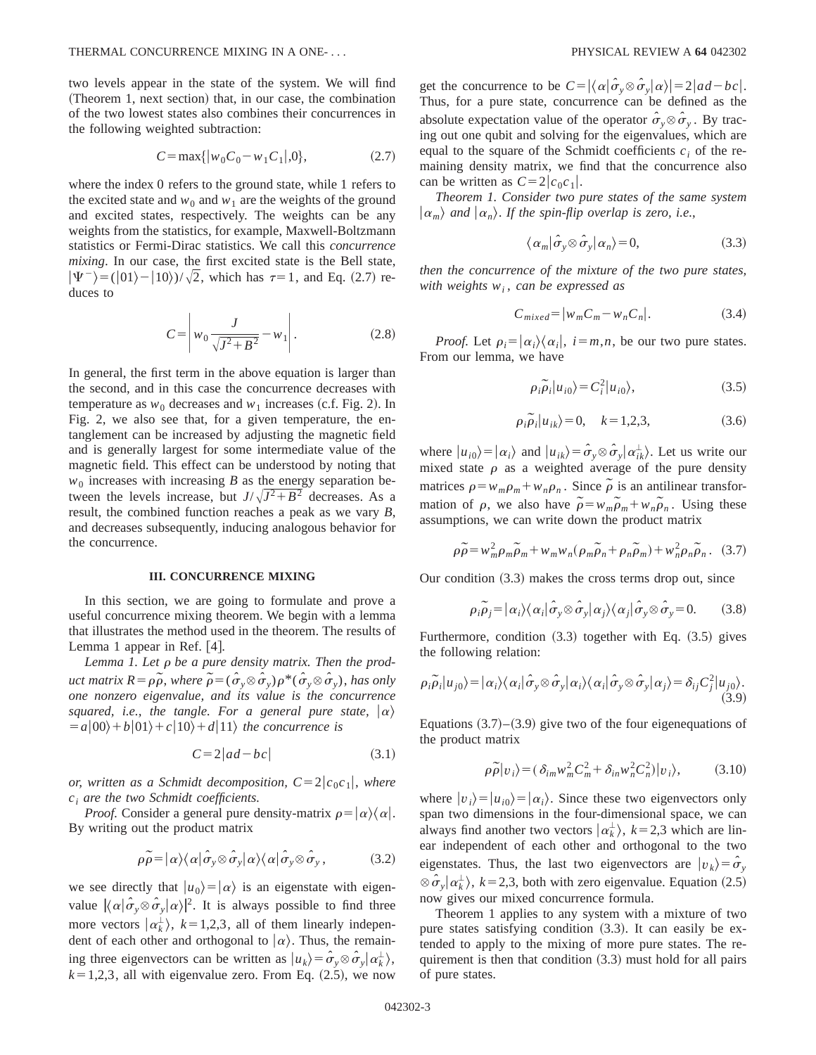two levels appear in the state of the system. We will find (Theorem 1, next section) that, in our case, the combination of the two lowest states also combines their concurrences in the following weighted subtraction:

$$C = \max\{|w_0 C_0 - w_1 C_1|, 0\}, \tag{2.7}$$

where the index 0 refers to the ground state, while 1 refers to the excited state and $w_0$ and $w_1$ are the weights of the ground and excited states, respectively. The weights can be any weights from the statistics, for example, Maxwell-Boltzmann statistics or Fermi-Dirac statistics. We call this *concurrence mixing*. In our case, the first excited state is the Bell state, $|\Psi^-\rangle = (|01\rangle - |10\rangle)/\sqrt{2}$, which has $\tau = 1$, and Eq. (2.7) reduces to

$$C = \left| w_0 \frac{J}{\sqrt{J^2 + B^2}} - w_1 \right|. \tag{2.8}$$

In general, the first term in the above equation is larger than the second, and in this case the concurrence decreases with temperature as $w_0$ decreases and $w_1$ increases (c.f. Fig. 2). In Fig. 2, we also see that, for a given temperature, the entanglement can be increased by adjusting the magnetic field and is generally largest for some intermediate value of the magnetic field. This effect can be understood by noting that $w_0$ increases with increasing $B$ as the energy separation between the levels increase, but $J/\sqrt{J^2 + B^2}$ decreases. As a result, the combined function reaches a peak as we vary $B$, and decreases subsequently, inducing analogous behavior for the concurrence.

## III. CONCURRENCE MIXING

In this section, we are going to formulate and prove a useful concurrence mixing theorem. We begin with a lemma that illustrates the method used in the theorem. The results of Lemma 1 appear in Ref. [4].

*Lemma 1. Let $\rho$ be a pure density matrix. Then the product matrix $R = \rho\tilde{\rho}$, where $\tilde{\rho} = (\hat{\sigma}_y \otimes \hat{\sigma}_y)\rho^*(\hat{\sigma}_y \otimes \hat{\sigma}_y)$, has only one nonzero eigenvalue, and its value is the concurrence squared, i.e., the tangle. For a general pure state, $|\alpha\rangle = a|00\rangle + b|01\rangle + c|10\rangle + d|11\rangle$ the concurrence is*

$$C = 2|ad - bc| \tag{3.1}$$

*or, written as a Schmidt decomposition, $C = 2|c_0 c_1|$, where $c_i$ are the two Schmidt coefficients.*

*Proof.* Consider a general pure density-matrix $\rho = |\alpha\rangle\langle\alpha|$. By writing out the product matrix

$$\rho\tilde{\rho} = |\alpha\rangle\langle\alpha|\hat{\sigma}_y \otimes \hat{\sigma}_y|\alpha\rangle\langle\alpha|\hat{\sigma}_y \otimes \hat{\sigma}_y, \tag{3.2}$$

we see directly that $|u_0\rangle = |\alpha\rangle$ is an eigenstate with eigenvalue $|\langle\alpha|\hat{\sigma}_y \otimes \hat{\sigma}_y|\alpha\rangle|^2$. It is always possible to find three more vectors $|\alpha_k^\perp\rangle$, $k = 1,2,3$, all of them linearly independent of each other and orthogonal to $|\alpha\rangle$. Thus, the remaining three eigenvectors can be written as $|u_k\rangle = \hat{\sigma}_y \otimes \hat{\sigma}_y|\alpha_k^\perp\rangle$, $k = 1,2,3$, all with eigenvalue zero. From Eq. (2.5), we now get the concurrence to be $C = |\langle\alpha|\hat{\sigma}_y \otimes \hat{\sigma}_y|\alpha\rangle| = 2|ad - bc|$. Thus, for a pure state, concurrence can be defined as the absolute expectation value of the operator $\hat{\sigma}_y \otimes \hat{\sigma}_y$. By tracing out one qubit and solving for the eigenvalues, which are equal to the square of the Schmidt coefficients $c_i$ of the remaining density matrix, we find that the concurrence also can be written as $C = 2|c_0 c_1|$.

*Theorem 1. Consider two pure states of the same system $|\alpha_m\rangle$ and $|\alpha_n\rangle$. If the spin-flip overlap is zero, i.e.,*

$$\langle\alpha_m|\hat{\sigma}_y \otimes \hat{\sigma}_y|\alpha_n\rangle = 0, \tag{3.3}$$

*then the concurrence of the mixture of the two pure states, with weights $w_i$, can be expressed as*

$$C_{mixed} = |w_m C_m - w_n C_n|. \tag{3.4}$$

*Proof.* Let $\rho_i = |\alpha_i\rangle\langle\alpha_i|$, $i = m,n$, be our two pure states. From our lemma, we have

$$\rho_i\tilde{\rho}_i|u_{i0}\rangle = C_i^2|u_{i0}\rangle, \tag{3.5}$$

$$\rho_i\tilde{\rho}_i|u_{ik}\rangle = 0, \quad k = 1,2,3, \tag{3.6}$$

where $|u_{i0}\rangle = |\alpha_i\rangle$ and $|u_{ik}\rangle = \hat{\sigma}_y \otimes \hat{\sigma}_y|\alpha_{ik}^\perp\rangle$. Let us write our mixed state $\rho$ as a weighted average of the pure density matrices $\rho = w_m\rho_m + w_n\rho_n$. Since $\tilde{\rho}$ is an antilinear transformation of $\rho$, we also have $\tilde{\rho} = w_m\tilde{\rho}_m + w_n\tilde{\rho}_n$. Using these assumptions, we can write down the product matrix

$$\rho\tilde{\rho} = w_m^2\rho_m\tilde{\rho}_m + w_m w_n(\rho_m\tilde{\rho}_n + \rho_n\tilde{\rho}_m) + w_n^2\rho_n\tilde{\rho}_n. \tag{3.7}$$

Our condition (3.3) makes the cross terms drop out, since

$$\rho_i\tilde{\rho}_j = |\alpha_i\rangle\langle\alpha_i|\hat{\sigma}_y \otimes \hat{\sigma}_y|\alpha_j\rangle\langle\alpha_j|\hat{\sigma}_y \otimes \hat{\sigma}_y = 0. \tag{3.8}$$

Furthermore, condition (3.3) together with Eq. (3.5) gives the following relation:

$$\rho_i\tilde{\rho}_i|u_{j0}\rangle = |\alpha_i\rangle\langle\alpha_i|\hat{\sigma}_y \otimes \hat{\sigma}_y|\alpha_i\rangle\langle\alpha_i|\hat{\sigma}_y \otimes \hat{\sigma}_y|\alpha_j\rangle = \delta_{ij}C_j^2|u_{j0}\rangle. \tag{3.9}$$

Equations (3.7)–(3.9) give two of the four eigenequations of the product matrix

$$\rho\tilde{\rho}|v_i\rangle = (\delta_{im}w_m^2 C_m^2 + \delta_{in}w_n^2 C_n^2)|v_i\rangle, \tag{3.10}$$

where $|v_i\rangle = |u_{i0}\rangle = |\alpha_i\rangle$. Since these two eigenvectors only span two dimensions in the four-dimensional space, we can always find another two vectors $|\alpha_k^\perp\rangle$, $k = 2,3$ which are linear independent of each other and orthogonal to the two eigenstates. Thus, the last two eigenvectors are $|v_k\rangle = \hat{\sigma}_y \otimes \hat{\sigma}_y|\alpha_k^\perp\rangle$, $k = 2,3$, both with zero eigenvalue. Equation (2.5) now gives our mixed concurrence formula.

Theorem 1 applies to any system with a mixture of two pure states satisfying condition (3.3). It can easily be extended to apply to the mixing of more pure states. The requirement is then that condition (3.3) must hold for all pairs of pure states.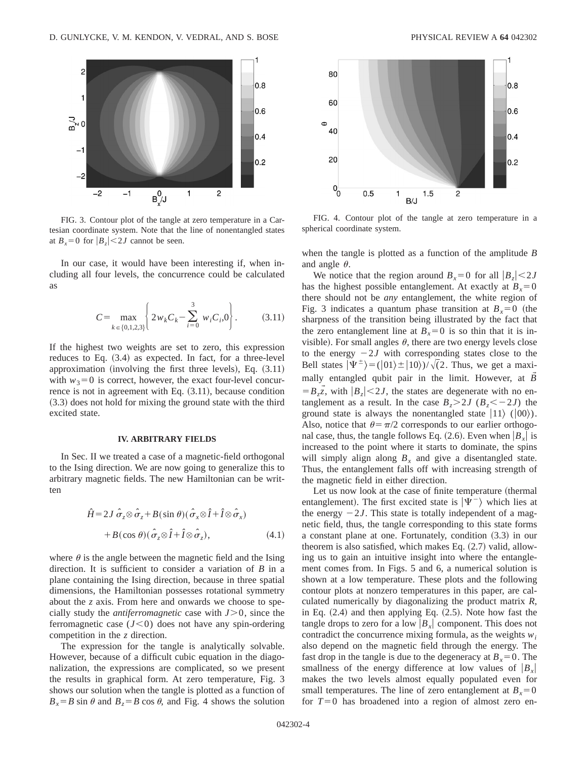2
1
$B_z/J$ 0
−1
−2
−2 −1 0 1 2
$B_x/J$
1
0.8
0.6
0.4
0.2

FIG. 3. Contour plot of the tangle at zero temperature in a Cartesian coordinate system. Note that the line of nonentangled states at $B_x=0$ for $|B_z|<2J$ cannot be seen.

80
60
θ 40
20
0
0 0.5 1 1.5 2
B/J
1
0.8
0.6
0.4
0.2

FIG. 4. Contour plot of the tangle at zero temperature in a spherical coordinate system.

In our case, it would have been interesting if, when including all four levels, the concurrence could be calculated as

$$C=\max_{k\in\{0,1,2,3\}}\left\{2w_kC_k-\sum_{i=0}^{3}w_iC_i,0\right\}. \tag{3.11}$$

If the highest two weights are set to zero, this expression reduces to Eq. (3.4) as expected. In fact, for a three-level approximation (involving the first three levels), Eq. (3.11) with $w_3=0$ is correct, however, the exact four-level concurrence is not in agreement with Eq. (3.11), because condition (3.3) does not hold for mixing the ground state with the third excited state.

## IV. ARBITRARY FIELDS

In Sec. II we treated a case of a magnetic-field orthogonal to the Ising direction. We are now going to generalize this to arbitrary magnetic fields. The new Hamiltonian can be written

$$\hat{H}=2J\,\hat{\sigma}_z\otimes\hat{\sigma}_z+B(\sin\theta)(\hat{\sigma}_x\otimes\hat{I}+\hat{I}\otimes\hat{\sigma}_x)+B(\cos\theta)(\hat{\sigma}_z\otimes\hat{I}+\hat{I}\otimes\hat{\sigma}_z), \tag{4.1}$$

where $\theta$ is the angle between the magnetic field and the Ising direction. It is sufficient to consider a variation of $B$ in a plane containing the Ising direction, because in three spatial dimensions, the Hamiltonian possesses rotational symmetry about the $z$ axis. From here and onwards we choose to specially study the *antiferromagnetic* case with $J>0$, since the ferromagnetic case ($J<0$) does not have any spin-ordering competition in the $z$ direction.

The expression for the tangle is analytically solvable. However, because of a difficult cubic equation in the diagonalization, the expressions are complicated, so we present the results in graphical form. At zero temperature, Fig. 3 shows our solution when the tangle is plotted as a function of $B_x=B\sin\theta$ and $B_z=B\cos\theta$, and Fig. 4 shows the solution when the tangle is plotted as a function of the amplitude $B$ and angle $\theta$.

We notice that the region around $B_x=0$ for all $|B_z|<2J$ has the highest possible entanglement. At exactly at $B_x=0$ there should not be *any* entanglement, the white region of Fig. 3 indicates a quantum phase transition at $B_x=0$ (the sharpness of the transition being illustrated by the fact that the zero entanglement line at $B_x=0$ is so thin that it is invisible). For small angles $\theta$, there are two energy levels close to the energy $-2J$ with corresponding states close to the Bell states $|\Psi^{\pm}\rangle=(|01\rangle\pm|10\rangle)/\sqrt{(}2$. Thus, we get a maximally entangled qubit pair in the limit. However, at $\vec{B}=B_z\vec{z}$, with $|B_z|<2J$, the states are degenerate with no entanglement as a result. In the case $B_z>2J$ ($B_z<-2J$) the ground state is always the nonentangled state $|11\rangle$ ($|00\rangle$). Also, notice that $\theta=\pi/2$ corresponds to our earlier orthogonal case, thus, the tangle follows Eq. (2.6). Even when $|B_x|$ is increased to the point where it starts to dominate, the spins will simply align along $B_x$ and give a disentangled state. Thus, the entanglement falls off with increasing strength of the magnetic field in either direction.

Let us now look at the case of finite temperature (thermal entanglement). The first excited state is $|\Psi^-\rangle$ which lies at the energy $-2J$. This state is totally independent of a magnetic field, thus, the tangle corresponding to this state forms a constant plane at one. Fortunately, condition (3.3) in our theorem is also satisfied, which makes Eq. (2.7) valid, allowing us to gain an intuitive insight into where the entanglement comes from. In Figs. 5 and 6, a numerical solution is shown at a low temperature. These plots and the following contour plots at nonzero temperatures in this paper, are calculated numerically by diagonalizing the product matrix $R$, in Eq. (2.4) and then applying Eq. (2.5). Note how fast the tangle drops to zero for a low $|B_x|$ component. This does not contradict the concurrence mixing formula, as the weights $w_i$ also depend on the magnetic field through the energy. The fast drop in the tangle is due to the degeneracy at $B_x=0$. The smallness of the energy difference at low values of $|B_x|$ makes the two levels almost equally populated even for small temperatures. The line of zero entanglement at $B_x=0$ for $T=0$ has broadened into a region of almost zero en-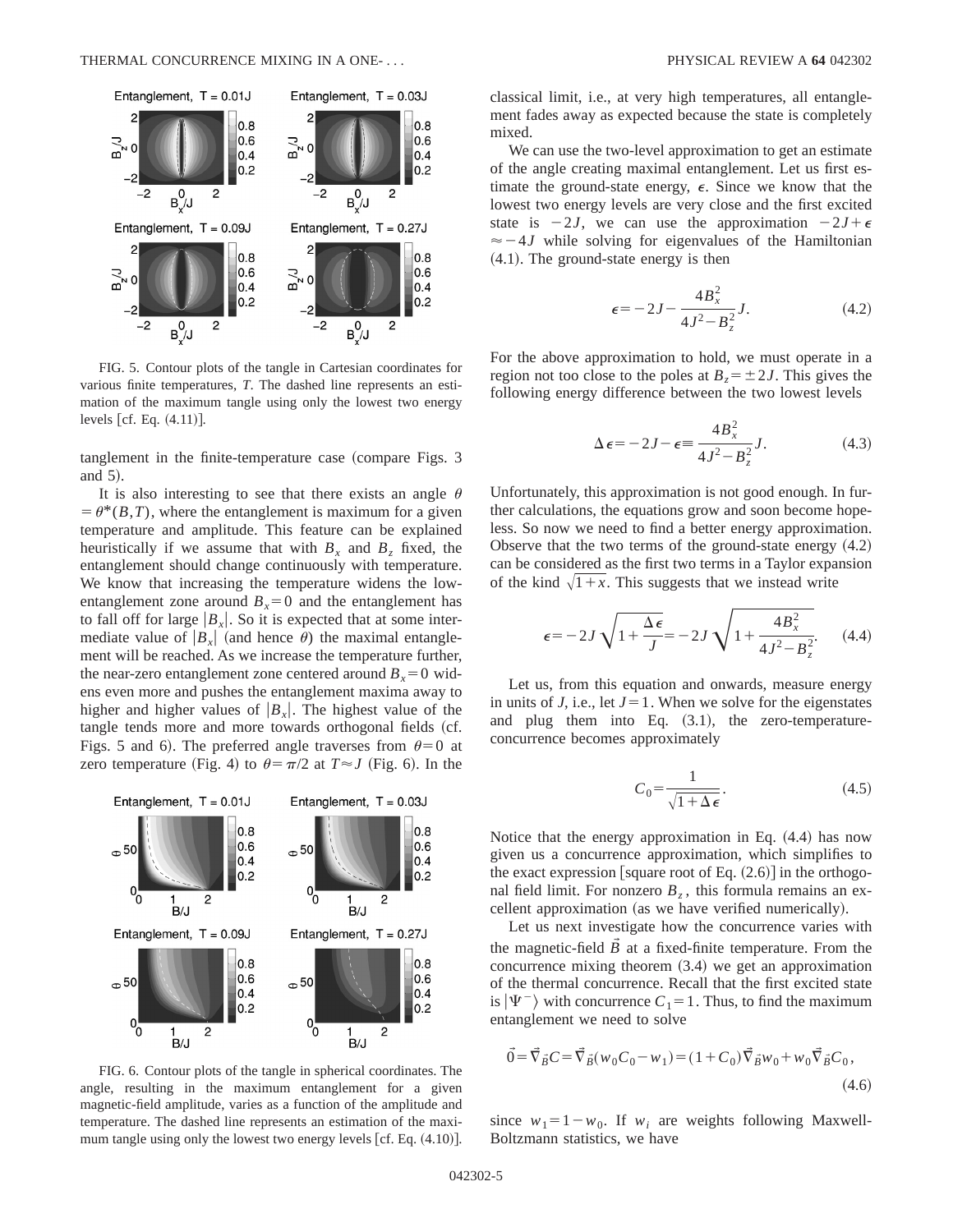Entanglement, T = 0.01J

Entanglement, T = 0.03J

Entanglement, T = 0.09J

Entanglement, T = 0.27J

FIG. 5. Contour plots of the tangle in Cartesian coordinates for various finite temperatures, $T$. The dashed line represents an estimation of the maximum tangle using only the lowest two energy levels [cf. Eq. (4.11)].

tanglement in the finite-temperature case (compare Figs. 3 and 5).

It is also interesting to see that there exists an angle $\theta = \theta^*(B,T)$, where the entanglement is maximum for a given temperature and amplitude. This feature can be explained heuristically if we assume that with $B_x$ and $B_z$ fixed, the entanglement should change continuously with temperature. We know that increasing the temperature widens the low-entanglement zone around $B_x = 0$ and the entanglement has to fall off for large $|B_x|$. So it is expected that at some intermediate value of $|B_x|$ (and hence $\theta$) the maximal entanglement will be reached. As we increase the temperature further, the near-zero entanglement zone centered around $B_x = 0$ widens even more and pushes the entanglement maxima away to higher and higher values of $|B_x|$. The highest value of the tangle tends more and more towards orthogonal fields (cf. Figs. 5 and 6). The preferred angle traverses from $\theta = 0$ at zero temperature (Fig. 4) to $\theta = \pi/2$ at $T \approx J$ (Fig. 6). In the

Entanglement, T = 0.01J

Entanglement, T = 0.03J

Entanglement, T = 0.09J

Entanglement, T = 0.27J

FIG. 6. Contour plots of the tangle in spherical coordinates. The angle, resulting in the maximum entanglement for a given magnetic-field amplitude, varies as a function of the amplitude and temperature. The dashed line represents an estimation of the maximum tangle using only the lowest two energy levels [cf. Eq. (4.10)].

classical limit, i.e., at very high temperatures, all entanglement fades away as expected because the state is completely mixed.

We can use the two-level approximation to get an estimate of the angle creating maximal entanglement. Let us first estimate the ground-state energy, $\epsilon$. Since we know that the lowest two energy levels are very close and the first excited state is $-2J$, we can use the approximation $-2J + \epsilon \approx -4J$ while solving for eigenvalues of the Hamiltonian (4.1). The ground-state energy is then

$$\epsilon = -2J - \frac{4B_x^2}{4J^2 - B_z^2} J. \tag{4.2}$$

For the above approximation to hold, we must operate in a region not too close to the poles at $B_z = \pm 2J$. This gives the following energy difference between the two lowest levels

$$\Delta\epsilon = -2J - \epsilon \equiv \frac{4B_x^2}{4J^2 - B_z^2} J. \tag{4.3}$$

Unfortunately, this approximation is not good enough. In further calculations, the equations grow and soon become hopeless. So now we need to find a better energy approximation. Observe that the two terms of the ground-state energy (4.2) can be considered as the first two terms in a Taylor expansion of the kind $\sqrt{1+x}$. This suggests that we instead write

$$\epsilon = -2J\sqrt{1 + \frac{\Delta\epsilon}{J}} = -2J\sqrt{1 + \frac{4B_x^2}{4J^2 - B_z^2}}. \tag{4.4}$$

Let us, from this equation and onwards, measure energy in units of $J$, i.e., let $J = 1$. When we solve for the eigenstates and plug them into Eq. (3.1), the zero-temperature-concurrence becomes approximately

$$C_0 = \frac{1}{\sqrt{1 + \Delta\epsilon}}. \tag{4.5}$$

Notice that the energy approximation in Eq. (4.4) has now given us a concurrence approximation, which simplifies to the exact expression [square root of Eq. (2.6)] in the orthogonal field limit. For nonzero $B_z$, this formula remains an excellent approximation (as we have verified numerically).

Let us next investigate how the concurrence varies with the magnetic-field $\vec{B}$ at a fixed-finite temperature. From the concurrence mixing theorem (3.4) we get an approximation of the thermal concurrence. Recall that the first excited state is $|\Psi^-\rangle$ with concurrence $C_1 = 1$. Thus, to find the maximum entanglement we need to solve

$$\vec{0} = \vec{\nabla}_{\vec{B}} C = \vec{\nabla}_{\vec{B}}(w_0 C_0 - w_1) = (1 + C_0)\vec{\nabla}_{\vec{B}} w_0 + w_0 \vec{\nabla}_{\vec{B}} C_0, \tag{4.6}$$

since $w_1 = 1 - w_0$. If $w_i$ are weights following Maxwell-Boltzmann statistics, we have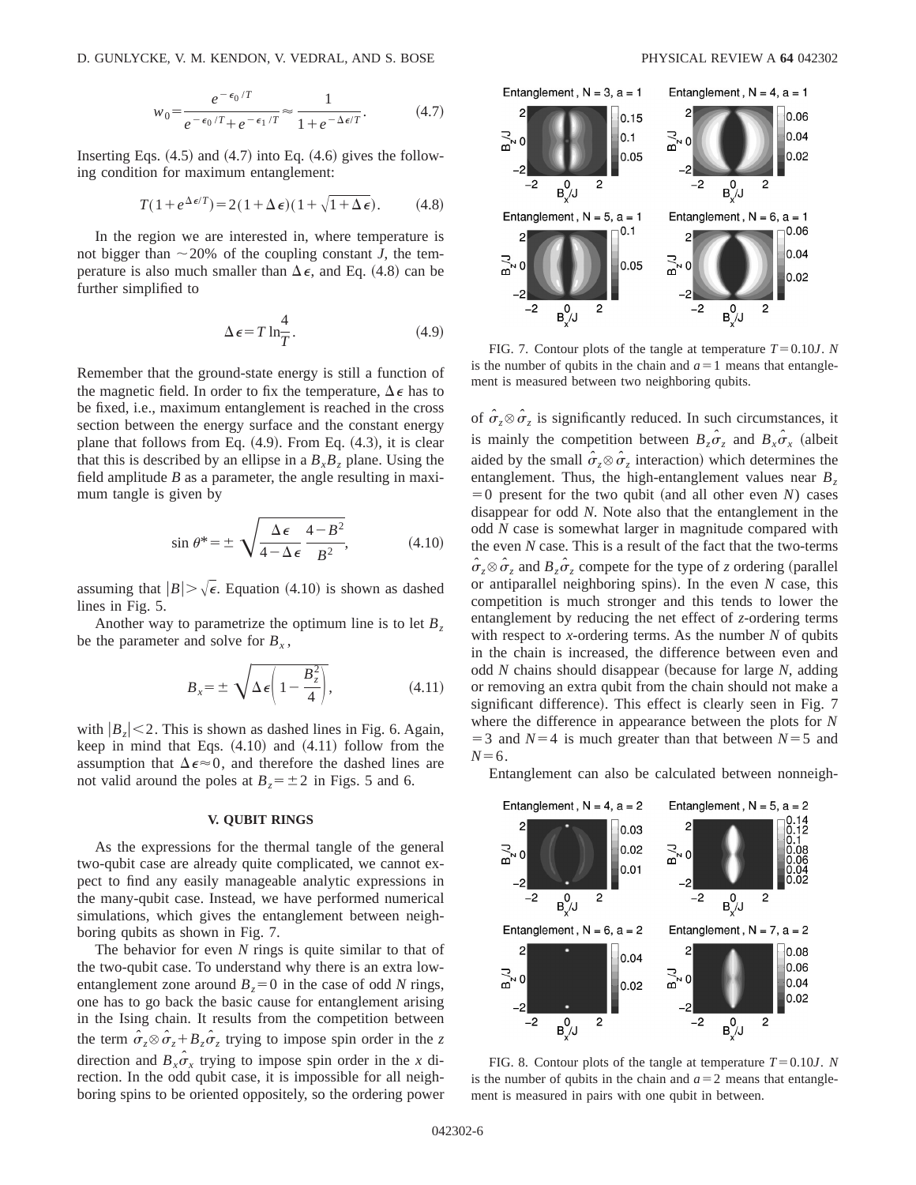$$w_0 = \frac{e^{-\epsilon_0/T}}{e^{-\epsilon_0/T} + e^{-\epsilon_1/T}} \approx \frac{1}{1+e^{-\Delta\epsilon/T}}. \tag{4.7}$$

Inserting Eqs. (4.5) and (4.7) into Eq. (4.6) gives the following condition for maximum entanglement:

$$T(1+e^{\Delta\epsilon/T}) = 2(1+\Delta\epsilon)(1+\sqrt{1+\Delta\epsilon}). \tag{4.8}$$

In the region we are interested in, where temperature is not bigger than $\sim 20\%$ of the coupling constant $J$, the temperature is also much smaller than $\Delta\epsilon$, and Eq. (4.8) can be further simplified to

$$\Delta\epsilon = T \ln\frac{4}{T}. \tag{4.9}$$

Remember that the ground-state energy is still a function of the magnetic field. In order to fix the temperature, $\Delta\epsilon$ has to be fixed, i.e., maximum entanglement is reached in the cross section between the energy surface and the constant energy plane that follows from Eq. (4.9). From Eq. (4.3), it is clear that this is described by an ellipse in a $B_xB_z$ plane. Using the field amplitude $B$ as a parameter, the angle resulting in maximum tangle is given by

$$\sin\theta^* = \pm\sqrt{\frac{\Delta\epsilon}{4-\Delta\epsilon}\,\frac{4-B^2}{B^2}}, \tag{4.10}$$

assuming that $|B| > \sqrt{\epsilon}$. Equation (4.10) is shown as dashed lines in Fig. 5.

Another way to parametrize the optimum line is to let $B_z$ be the parameter and solve for $B_x$,

$$B_x = \pm\sqrt{\Delta\epsilon\left(1-\frac{B_z^2}{4}\right)}, \tag{4.11}$$

with $|B_z| < 2$. This is shown as dashed lines in Fig. 6. Again, keep in mind that Eqs. (4.10) and (4.11) follow from the assumption that $\Delta\epsilon \approx 0$, and therefore the dashed lines are not valid around the poles at $B_z = \pm 2$ in Figs. 5 and 6.

## V. QUBIT RINGS

As the expressions for the thermal tangle of the general two-qubit case are already quite complicated, we cannot expect to find any easily manageable analytic expressions in the many-qubit case. Instead, we have performed numerical simulations, which gives the entanglement between neighboring qubits as shown in Fig. 7.

The behavior for even $N$ rings is quite similar to that of the two-qubit case. To understand why there is an extra low-entanglement zone around $B_z = 0$ in the case of odd $N$ rings, one has to go back the basic cause for entanglement arising in the Ising chain. It results from the competition between the term $\hat{\sigma}_z \otimes \hat{\sigma}_z + B_z\hat{\sigma}_z$ trying to impose spin order in the $z$ direction and $B_x\hat{\sigma}_x$ trying to impose spin order in the $x$ direction. In the odd qubit case, it is impossible for all neighboring spins to be oriented oppositely, so the ordering power of $\hat{\sigma}_z \otimes \hat{\sigma}_z$ is significantly reduced. In such circumstances, it is mainly the competition between $B_z\hat{\sigma}_z$ and $B_x\hat{\sigma}_x$ (albeit aided by the small $\hat{\sigma}_z \otimes \hat{\sigma}_z$ interaction) which determines the entanglement. Thus, the high-entanglement values near $B_z = 0$ present for the two qubit (and all other even $N$) cases disappear for odd $N$. Note also that the entanglement in the odd $N$ case is somewhat larger in magnitude compared with the even $N$ case. This is a result of the fact that the two-terms $\hat{\sigma}_z \otimes \hat{\sigma}_z$ and $B_z\hat{\sigma}_z$ compete for the type of $z$ ordering (parallel or antiparallel neighboring spins). In the even $N$ case, this competition is much stronger and this tends to lower the entanglement by reducing the net effect of $z$-ordering terms with respect to $x$-ordering terms. As the number $N$ of qubits in the chain is increased, the difference between even and odd $N$ chains should disappear (because for large $N$, adding or removing an extra qubit from the chain should not make a significant difference). This effect is clearly seen in Fig. 7 where the difference in appearance between the plots for $N = 3$ and $N = 4$ is much greater than that between $N = 5$ and $N = 6$.

Entanglement can also be calculated between nonneigh-

Entanglement , N = 3, a = 1
Entanglement , N = 4, a = 1
Entanglement , N = 5, a = 1
Entanglement , N = 6, a = 1

FIG. 7. Contour plots of the tangle at temperature $T = 0.10J$. $N$ is the number of qubits in the chain and $a = 1$ means that entanglement is measured between two neighboring qubits.

Entanglement , N = 4, a = 2
Entanglement , N = 5, a = 2
Entanglement , N = 6, a = 2
Entanglement , N = 7, a = 2

FIG. 8. Contour plots of the tangle at temperature $T = 0.10J$. $N$ is the number of qubits in the chain and $a = 2$ means that entanglement is measured in pairs with one qubit in between.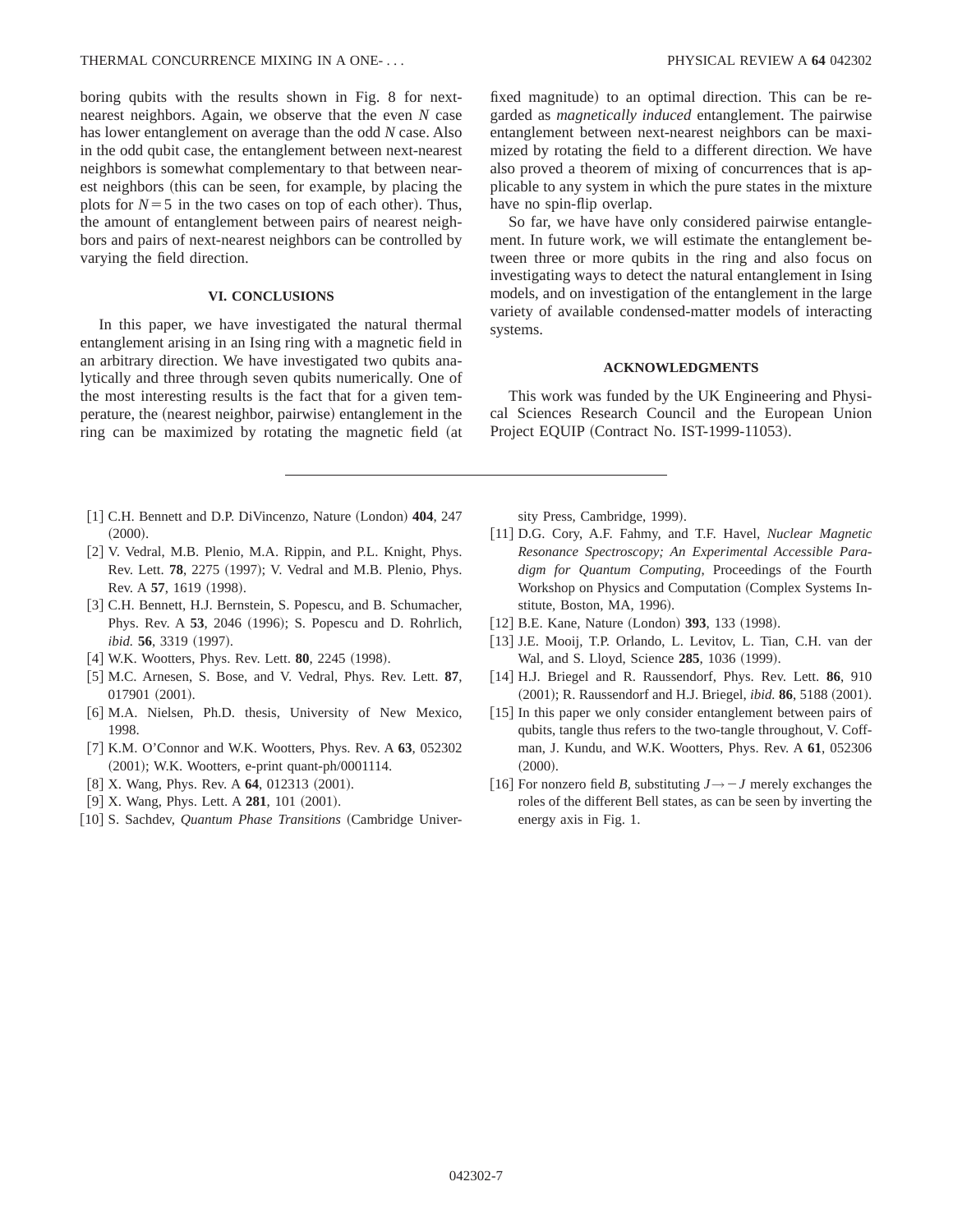boring qubits with the results shown in Fig. 8 for next-nearest neighbors. Again, we observe that the even $N$ case has lower entanglement on average than the odd $N$ case. Also in the odd qubit case, the entanglement between next-nearest neighbors is somewhat complementary to that between nearest neighbors (this can be seen, for example, by placing the plots for $N=5$ in the two cases on top of each other). Thus, the amount of entanglement between pairs of nearest neighbors and pairs of next-nearest neighbors can be controlled by varying the field direction.

## VI. CONCLUSIONS

In this paper, we have investigated the natural thermal entanglement arising in an Ising ring with a magnetic field in an arbitrary direction. We have investigated two qubits analytically and three through seven qubits numerically. One of the most interesting results is the fact that for a given temperature, the (nearest neighbor, pairwise) entanglement in the ring can be maximized by rotating the magnetic field (at fixed magnitude) to an optimal direction. This can be regarded as *magnetically induced* entanglement. The pairwise entanglement between next-nearest neighbors can be maximized by rotating the field to a different direction. We have also proved a theorem of mixing of concurrences that is applicable to any system in which the pure states in the mixture have no spin-flip overlap.

So far, we have have only considered pairwise entanglement. In future work, we will estimate the entanglement between three or more qubits in the ring and also focus on investigating ways to detect the natural entanglement in Ising models, and on investigation of the entanglement in the large variety of available condensed-matter models of interacting systems.

## ACKNOWLEDGMENTS

This work was funded by the UK Engineering and Physical Sciences Research Council and the European Union Project EQUIP (Contract No. IST-1999-11053).

---

[1] C.H. Bennett and D.P. DiVincenzo, Nature (London) **404**, 247 (2000).

[2] V. Vedral, M.B. Plenio, M.A. Rippin, and P.L. Knight, Phys. Rev. Lett. **78**, 2275 (1997); V. Vedral and M.B. Plenio, Phys. Rev. A **57**, 1619 (1998).

[3] C.H. Bennett, H.J. Bernstein, S. Popescu, and B. Schumacher, Phys. Rev. A **53**, 2046 (1996); S. Popescu and D. Rohrlich, *ibid.* **56**, 3319 (1997).

[4] W.K. Wootters, Phys. Rev. Lett. **80**, 2245 (1998).

[5] M.C. Arnesen, S. Bose, and V. Vedral, Phys. Rev. Lett. **87**, 017901 (2001).

[6] M.A. Nielsen, Ph.D. thesis, University of New Mexico, 1998.

[7] K.M. O'Connor and W.K. Wootters, Phys. Rev. A **63**, 052302 (2001); W.K. Wootters, e-print quant-ph/0001114.

[8] X. Wang, Phys. Rev. A **64**, 012313 (2001).

[9] X. Wang, Phys. Lett. A **281**, 101 (2001).

[10] S. Sachdev, *Quantum Phase Transitions* (Cambridge University Press, Cambridge, 1999).

[11] D.G. Cory, A.F. Fahmy, and T.F. Havel, *Nuclear Magnetic Resonance Spectroscopy; An Experimental Accessible Paradigm for Quantum Computing*, Proceedings of the Fourth Workshop on Physics and Computation (Complex Systems Institute, Boston, MA, 1996).

[12] B.E. Kane, Nature (London) **393**, 133 (1998).

[13] J.E. Mooij, T.P. Orlando, L. Levitov, L. Tian, C.H. van der Wal, and S. Lloyd, Science **285**, 1036 (1999).

[14] H.J. Briegel and R. Raussendorf, Phys. Rev. Lett. **86**, 910 (2001); R. Raussendorf and H.J. Briegel, *ibid.* **86**, 5188 (2001).

[15] In this paper we only consider entanglement between pairs of qubits, tangle thus refers to the two-tangle throughout, V. Coffman, J. Kundu, and W.K. Wootters, Phys. Rev. A **61**, 052306 (2000).

[16] For nonzero field $B$, substituting $J \rightarrow -J$ merely exchanges the roles of the different Bell states, as can be seen by inverting the energy axis in Fig. 1.